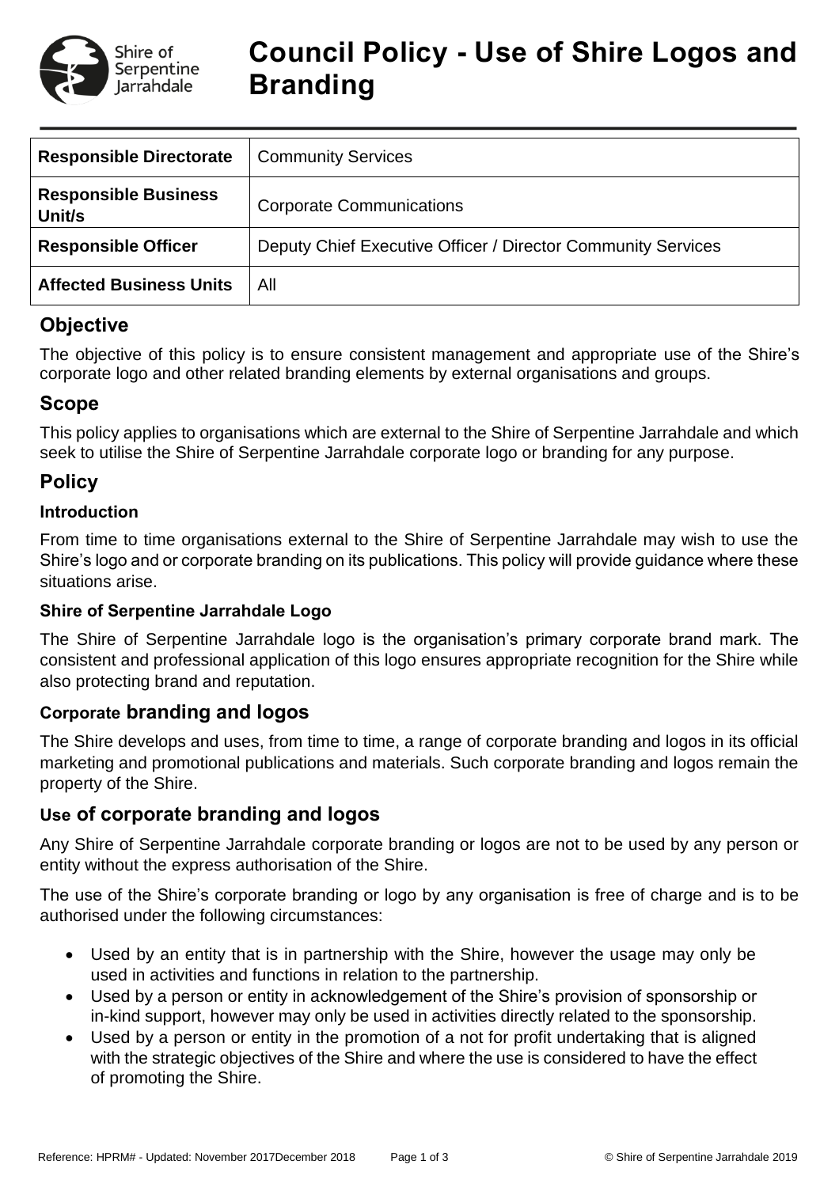# Council Policy - Use of Shire Logos and Branding

| Responsible Directorate | Community Services |
|---|---|
| Responsible Business Unit/s | Corporate Communications |
| Responsible Officer | Deputy Chief Executive Officer / Director Community Services |
| Affected Business Units | All |

## Objective

The objective of this policy is to ensure consistent management and appropriate use of the Shire's corporate logo and other related branding elements by external organisations and groups.

## Scope

This policy applies to organisations which are external to the Shire of Serpentine Jarrahdale and which seek to utilise the Shire of Serpentine Jarrahdale corporate logo or branding for any purpose.

## Policy

### Introduction

From time to time organisations external to the Shire of Serpentine Jarrahdale may wish to use the Shire's logo and or corporate branding on its publications. This policy will provide guidance where these situations arise.

### Shire of Serpentine Jarrahdale Logo

The Shire of Serpentine Jarrahdale logo is the organisation's primary corporate brand mark. The consistent and professional application of this logo ensures appropriate recognition for the Shire while also protecting brand and reputation.

### Corporate branding and logos

The Shire develops and uses, from time to time, a range of corporate branding and logos in its official marketing and promotional publications and materials. Such corporate branding and logos remain the property of the Shire.

### Use of corporate branding and logos

Any Shire of Serpentine Jarrahdale corporate branding or logos are not to be used by any person or entity without the express authorisation of the Shire.

The use of the Shire's corporate branding or logo by any organisation is free of charge and is to be authorised under the following circumstances:

- Used by an entity that is in partnership with the Shire, however the usage may only be used in activities and functions in relation to the partnership.
- Used by a person or entity in acknowledgement of the Shire's provision of sponsorship or in-kind support, however may only be used in activities directly related to the sponsorship.
- Used by a person or entity in the promotion of a not for profit undertaking that is aligned with the strategic objectives of the Shire and where the use is considered to have the effect of promoting the Shire.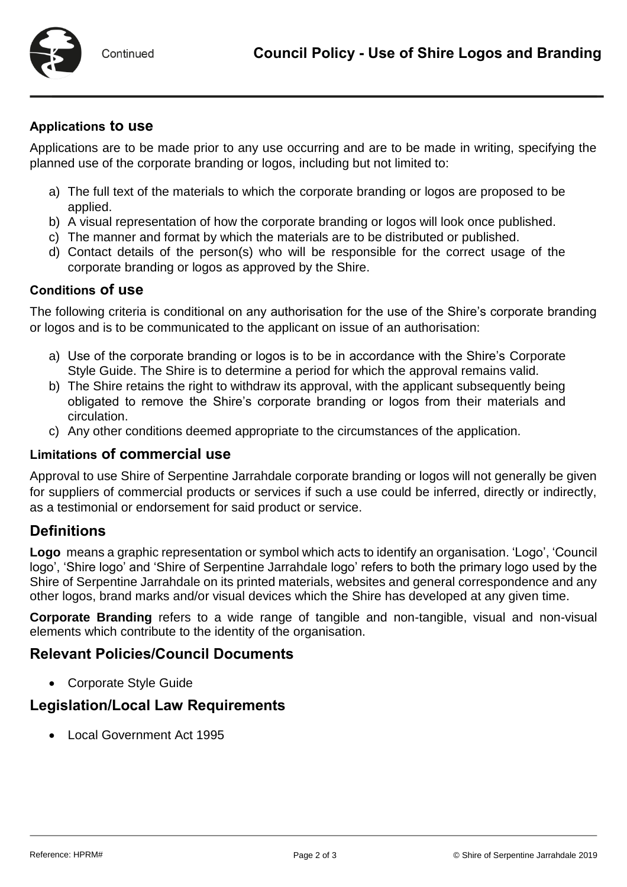### Applications to use

Applications are to be made prior to any use occurring and are to be made in writing, specifying the planned use of the corporate branding or logos, including but not limited to:

a) The full text of the materials to which the corporate branding or logos are proposed to be applied.
b) A visual representation of how the corporate branding or logos will look once published.
c) The manner and format by which the materials are to be distributed or published.
d) Contact details of the person(s) who will be responsible for the correct usage of the corporate branding or logos as approved by the Shire.

### Conditions of use

The following criteria is conditional on any authorisation for the use of the Shire's corporate branding or logos and is to be communicated to the applicant on issue of an authorisation:

a) Use of the corporate branding or logos is to be in accordance with the Shire's Corporate Style Guide. The Shire is to determine a period for which the approval remains valid.
b) The Shire retains the right to withdraw its approval, with the applicant subsequently being obligated to remove the Shire's corporate branding or logos from their materials and circulation.
c) Any other conditions deemed appropriate to the circumstances of the application.

### Limitations of commercial use

Approval to use Shire of Serpentine Jarrahdale corporate branding or logos will not generally be given for suppliers of commercial products or services if such a use could be inferred, directly or indirectly, as a testimonial or endorsement for said product or service.

## Definitions

**Logo** means a graphic representation or symbol which acts to identify an organisation. 'Logo', 'Council logo', 'Shire logo' and 'Shire of Serpentine Jarrahdale logo' refers to both the primary logo used by the Shire of Serpentine Jarrahdale on its printed materials, websites and general correspondence and any other logos, brand marks and/or visual devices which the Shire has developed at any given time.

**Corporate Branding** refers to a wide range of tangible and non-tangible, visual and non-visual elements which contribute to the identity of the organisation.

## Relevant Policies/Council Documents

- Corporate Style Guide

## Legislation/Local Law Requirements

- Local Government Act 1995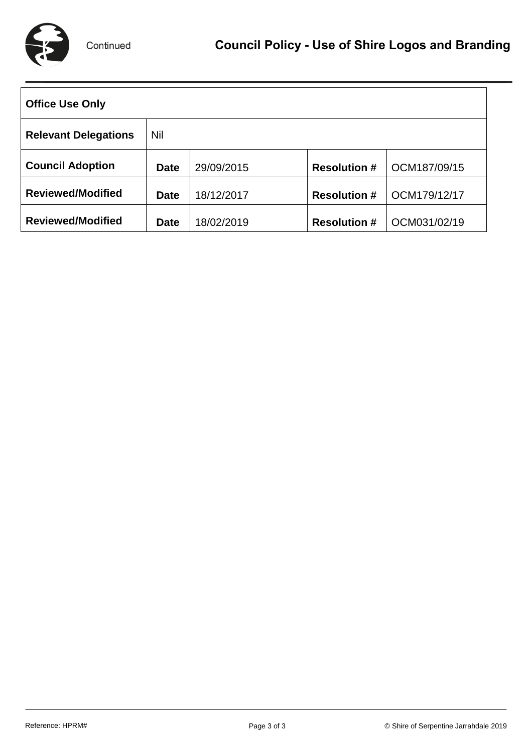| Office Use Only | | | | |
|---|---|---|---|---|
| **Relevant Delegations** | Nil | | | |
| **Council Adoption** | **Date** | 29/09/2015 | **Resolution #** | OCM187/09/15 |
| **Reviewed/Modified** | **Date** | 18/12/2017 | **Resolution #** | OCM179/12/17 |
| **Reviewed/Modified** | **Date** | 18/02/2019 | **Resolution #** | OCM031/02/19 |